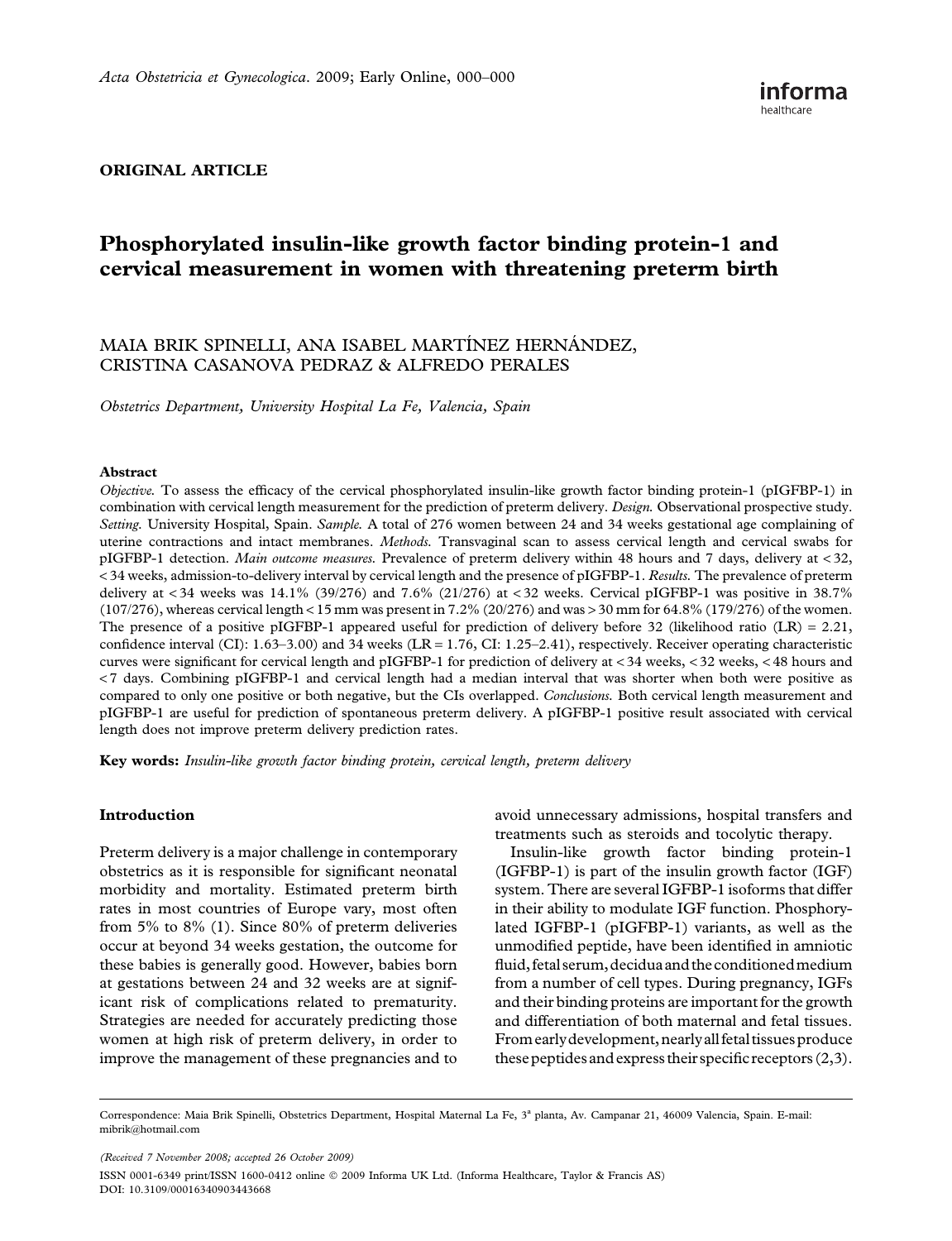ORIGINAL ARTICLE

# Phosphorylated insulin-like growth factor binding protein-1 and cervical measurement in women with threatening preterm birth

MAIA BRIK SPINELLI, ANA ISABEL MARTÍNEZ HERNÁNDEZ, CRISTINA CASANOVA PEDRAZ & ALFREDO PERALES

*Obstetrics Department, University Hospital La Fe, Valencia, Spain*

## Abstract

*Objective.* To assess the efficacy of the cervical phosphorylated insulin-like growth factor binding protein-1 (pIGFBP-1) in combination with cervical length measurement for the prediction of preterm delivery. *Design.* Observational prospective study. *Setting.* University Hospital, Spain. *Sample.* A total of 276 women between 24 and 34 weeks gestational age complaining of uterine contractions and intact membranes. *Methods.* Transvaginal scan to assess cervical length and cervical swabs for pIGFBP-1 detection. *Main outcome measures.* Prevalence of preterm delivery within 48 hours and 7 days, delivery at < 32, < 34 weeks, admission-to-delivery interval by cervical length and the presence of pIGFBP-1. *Results.* The prevalence of preterm delivery at < 34 weeks was 14.1% (39/276) and 7.6% (21/276) at < 32 weeks. Cervical pIGFBP-1 was positive in 38.7% (107/276), whereas cervical length < 15 mm was present in 7.2% (20/276) and was > 30 mm for 64.8% (179/276) of the women. The presence of a positive pIGFBP-1 appeared useful for prediction of delivery before 32 (likelihood ratio (LR) = 2.21, confidence interval (CI): 1.63–3.00) and 34 weeks (LR = 1.76, CI: 1.25–2.41), respectively. Receiver operating characteristic curves were significant for cervical length and pIGFBP-1 for prediction of delivery at < 34 weeks, < 32 weeks, < 48 hours and < 7 days. Combining pIGFBP-1 and cervical length had a median interval that was shorter when both were positive as compared to only one positive or both negative, but the CIs overlapped. *Conclusions.* Both cervical length measurement and pIGFBP-1 are useful for prediction of spontaneous preterm delivery. A pIGFBP-1 positive result associated with cervical length does not improve preterm delivery prediction rates.

**Key words:** *Insulin-like growth factor binding protein, cervical length, preterm delivery*

## Introduction

Preterm delivery is a major challenge in contemporary obstetrics as it is responsible for significant neonatal morbidity and mortality. Estimated preterm birth rates in most countries of Europe vary, most often from 5% to 8% (1). Since 80% of preterm deliveries occur at beyond 34 weeks gestation, the outcome for these babies is generally good. However, babies born at gestations between 24 and 32 weeks are at significant risk of complications related to prematurity. Strategies are needed for accurately predicting those women at high risk of preterm delivery, in order to improve the management of these pregnancies and to avoid unnecessary admissions, hospital transfers and treatments such as steroids and tocolytic therapy.

Insulin-like growth factor binding protein-1 (IGFBP-1) is part of the insulin growth factor (IGF) system. There are several IGFBP-1 isoforms that differ in their ability to modulate IGF function. Phosphorylated IGFBP-1 (pIGFBP-1) variants, as well as the unmodified peptide, have been identified in amniotic fluid, fetal serum, decidua and the conditioned medium from a number of cell types. During pregnancy, IGFs and their binding proteins are important for the growth and differentiation of both maternal and fetal tissues. From early development, nearly all fetal tissues produce these peptides and express their specific receptors (2,3).

Correspondence: Maia Brik Spinelli, Obstetrics Department, Hospital Maternal La Fe, 3ª planta, Av. Campanar 21, 46009 Valencia, Spain. E-mail: mibrik@hotmail.com

*(Received 7 November 2008; accepted 26 October 2009)*

ISSN 0001-6349 print/ISSN 1600-0412 online © 2009 Informa UK Ltd. (Informa Healthcare, Taylor & Francis AS)
DOI: 10.3109/00016340903443668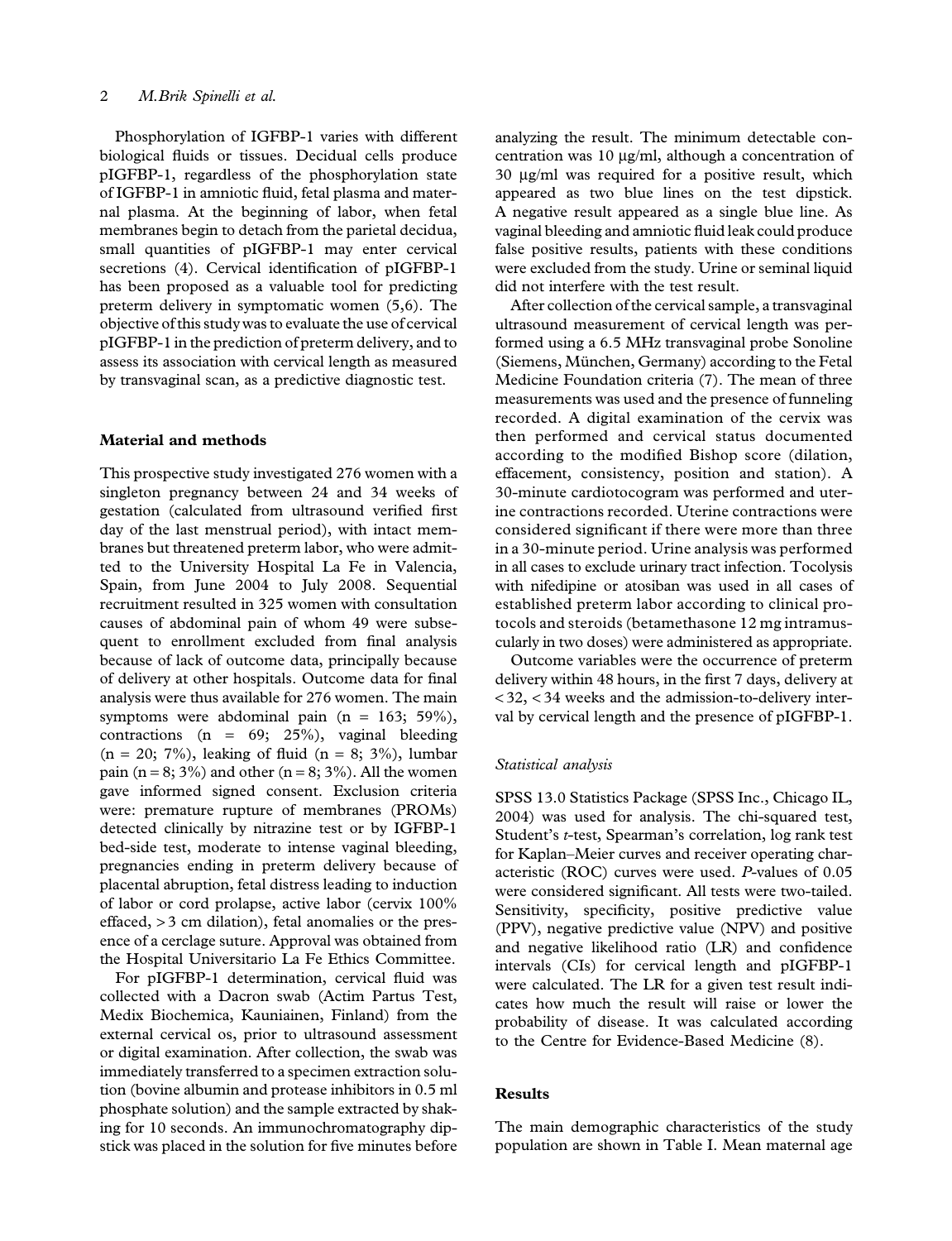Phosphorylation of IGFBP-1 varies with different biological fluids or tissues. Decidual cells produce pIGFBP-1, regardless of the phosphorylation state of IGFBP-1 in amniotic fluid, fetal plasma and maternal plasma. At the beginning of labor, when fetal membranes begin to detach from the parietal decidua, small quantities of pIGFBP-1 may enter cervical secretions (4). Cervical identification of pIGFBP-1 has been proposed as a valuable tool for predicting preterm delivery in symptomatic women (5,6). The objective of this study was to evaluate the use of cervical pIGFBP-1 in the prediction of preterm delivery, and to assess its association with cervical length as measured by transvaginal scan, as a predictive diagnostic test.

## Material and methods

This prospective study investigated 276 women with a singleton pregnancy between 24 and 34 weeks of gestation (calculated from ultrasound verified first day of the last menstrual period), with intact membranes but threatened preterm labor, who were admitted to the University Hospital La Fe in Valencia, Spain, from June 2004 to July 2008. Sequential recruitment resulted in 325 women with consultation causes of abdominal pain of whom 49 were subsequent to enrollment excluded from final analysis because of lack of outcome data, principally because of delivery at other hospitals. Outcome data for final analysis were thus available for 276 women. The main symptoms were abdominal pain (n = 163; 59%), contractions (n = 69; 25%), vaginal bleeding (n = 20; 7%), leaking of fluid (n = 8; 3%), lumbar pain (n = 8; 3%) and other (n = 8; 3%). All the women gave informed signed consent. Exclusion criteria were: premature rupture of membranes (PROMs) detected clinically by nitrazine test or by IGFBP-1 bed-side test, moderate to intense vaginal bleeding, pregnancies ending in preterm delivery because of placental abruption, fetal distress leading to induction of labor or cord prolapse, active labor (cervix 100% effaced, > 3 cm dilation), fetal anomalies or the presence of a cerclage suture. Approval was obtained from the Hospital Universitario La Fe Ethics Committee.

For pIGFBP-1 determination, cervical fluid was collected with a Dacron swab (Actim Partus Test, Medix Biochemica, Kauniainen, Finland) from the external cervical os, prior to ultrasound assessment or digital examination. After collection, the swab was immediately transferred to a specimen extraction solution (bovine albumin and protease inhibitors in 0.5 ml phosphate solution) and the sample extracted by shaking for 10 seconds. An immunochromatography dipstick was placed in the solution for five minutes before analyzing the result. The minimum detectable concentration was 10 μg/ml, although a concentration of 30 μg/ml was required for a positive result, which appeared as two blue lines on the test dipstick. A negative result appeared as a single blue line. As vaginal bleeding and amniotic fluid leak could produce false positive results, patients with these conditions were excluded from the study. Urine or seminal liquid did not interfere with the test result.

After collection of the cervical sample, a transvaginal ultrasound measurement of cervical length was performed using a 6.5 MHz transvaginal probe Sonoline (Siemens, München, Germany) according to the Fetal Medicine Foundation criteria (7). The mean of three measurements was used and the presence of funneling recorded. A digital examination of the cervix was then performed and cervical status documented according to the modified Bishop score (dilation, effacement, consistency, position and station). A 30-minute cardiotocogram was performed and uterine contractions recorded. Uterine contractions were considered significant if there were more than three in a 30-minute period. Urine analysis was performed in all cases to exclude urinary tract infection. Tocolysis with nifedipine or atosiban was used in all cases of established preterm labor according to clinical protocols and steroids (betamethasone 12 mg intramuscularly in two doses) were administered as appropriate.

Outcome variables were the occurrence of preterm delivery within 48 hours, in the first 7 days, delivery at < 32, < 34 weeks and the admission-to-delivery interval by cervical length and the presence of pIGFBP-1.

### *Statistical analysis*

SPSS 13.0 Statistics Package (SPSS Inc., Chicago IL, 2004) was used for analysis. The chi-squared test, Student's *t*-test, Spearman's correlation, log rank test for Kaplan–Meier curves and receiver operating characteristic (ROC) curves were used. *P*-values of 0.05 were considered significant. All tests were two-tailed. Sensitivity, specificity, positive predictive value (PPV), negative predictive value (NPV) and positive and negative likelihood ratio (LR) and confidence intervals (CIs) for cervical length and pIGFBP-1 were calculated. The LR for a given test result indicates how much the result will raise or lower the probability of disease. It was calculated according to the Centre for Evidence-Based Medicine (8).

## Results

The main demographic characteristics of the study population are shown in Table I. Mean maternal age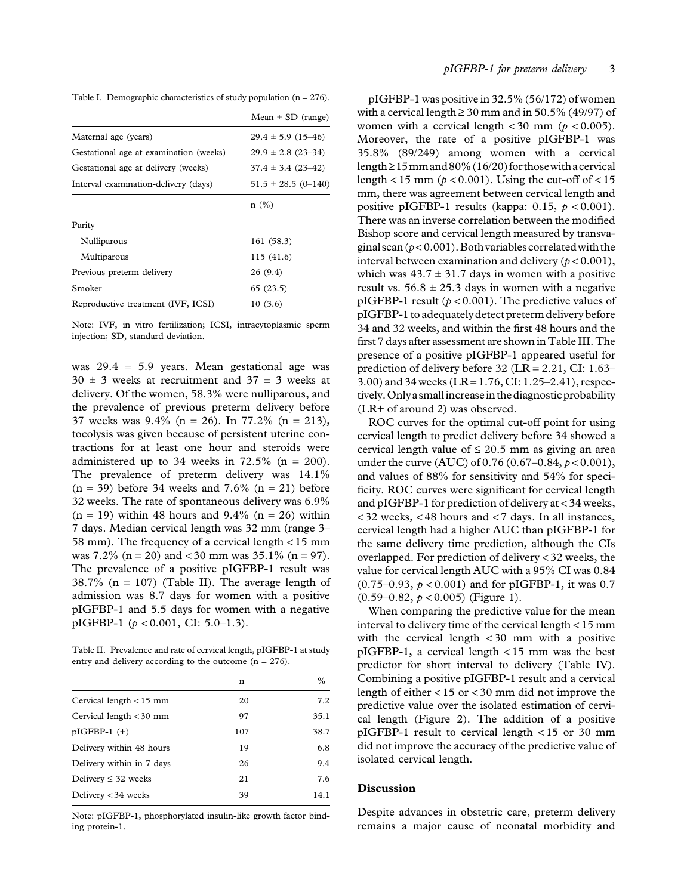Table I. Demographic characteristics of study population (n = 276).

| | Mean ± SD (range) |
|---|---|
| Maternal age (years) | 29.4 ± 5.9 (15–46) |
| Gestational age at examination (weeks) | 29.9 ± 2.8 (23–34) |
| Gestational age at delivery (weeks) | 37.4 ± 3.4 (23–42) |
| Interval examination-delivery (days) | 51.5 ± 28.5 (0–140) |
| | n (%) |
| Parity | |
| Nulliparous | 161 (58.3) |
| Multiparous | 115 (41.6) |
| Previous preterm delivery | 26 (9.4) |
| Smoker | 65 (23.5) |
| Reproductive treatment (IVF, ICSI) | 10 (3.6) |

Note: IVF, in vitro fertilization; ICSI, intracytoplasmic sperm injection; SD, standard deviation.

was 29.4 ± 5.9 years. Mean gestational age was 30 ± 3 weeks at recruitment and 37 ± 3 weeks at delivery. Of the women, 58.3% were nulliparous, and the prevalence of previous preterm delivery before 37 weeks was 9.4% (n = 26). In 77.2% (n = 213), tocolysis was given because of persistent uterine contractions for at least one hour and steroids were administered up to 34 weeks in 72.5% (n = 200). The prevalence of preterm delivery was 14.1% (n = 39) before 34 weeks and 7.6% (n = 21) before 32 weeks. The rate of spontaneous delivery was 6.9% (n = 19) within 48 hours and 9.4% (n = 26) within 7 days. Median cervical length was 32 mm (range 3–58 mm). The frequency of a cervical length < 15 mm was 7.2% (n = 20) and < 30 mm was 35.1% (n = 97). The prevalence of a positive pIGFBP-1 result was 38.7% (n = 107) (Table II). The average length of admission was 8.7 days for women with a positive pIGFBP-1 and 5.5 days for women with a negative pIGFBP-1 ($p < 0.001$, CI: 5.0–1.3).

Table II. Prevalence and rate of cervical length, pIGFBP-1 at study entry and delivery according to the outcome (n = 276).

| | n | % |
|---|---|---|
| Cervical length < 15 mm | 20 | 7.2 |
| Cervical length < 30 mm | 97 | 35.1 |
| pIGFBP-1 (+) | 107 | 38.7 |
| Delivery within 48 hours | 19 | 6.8 |
| Delivery within in 7 days | 26 | 9.4 |
| Delivery ≤ 32 weeks | 21 | 7.6 |
| Delivery < 34 weeks | 39 | 14.1 |

Note: pIGFBP-1, phosphorylated insulin-like growth factor binding protein-1.

pIGFBP-1 was positive in 32.5% (56/172) of women with a cervical length ≥ 30 mm and in 50.5% (49/97) of women with a cervical length < 30 mm ($p < 0.005$). Moreover, the rate of a positive pIGFBP-1 was 35.8% (89/249) among women with a cervical length ≥ 15 mm and 80% (16/20) for those with a cervical length < 15 mm ($p < 0.001$). Using the cut-off of < 15 mm, there was agreement between cervical length and positive pIGFBP-1 results (kappa: 0.15, $p < 0.001$). There was an inverse correlation between the modified Bishop score and cervical length measured by transvaginal scan ($p < 0.001$). Both variables correlated with the interval between examination and delivery ($p < 0.001$), which was 43.7 ± 31.7 days in women with a positive result vs. 56.8 ± 25.3 days in women with a negative pIGFBP-1 result ($p < 0.001$). The predictive values of pIGFBP-1 to adequately detect preterm delivery before 34 and 32 weeks, and within the first 48 hours and the first 7 days after assessment are shown in Table III. The presence of a positive pIGFBP-1 appeared useful for prediction of delivery before 32 (LR = 2.21, CI: 1.63–3.00) and 34 weeks (LR = 1.76, CI: 1.25–2.41), respectively. Only a small increase in the diagnostic probability (LR+ of around 2) was observed.

ROC curves for the optimal cut-off point for using cervical length to predict delivery before 34 showed a cervical length value of ≤ 20.5 mm as giving an area under the curve (AUC) of 0.76 (0.67–0.84, $p < 0.001$), and values of 88% for sensitivity and 54% for specificity. ROC curves were significant for cervical length and pIGFBP-1 for prediction of delivery at < 34 weeks, < 32 weeks, < 48 hours and < 7 days. In all instances, cervical length had a higher AUC than pIGFBP-1 for the same delivery time prediction, although the CIs overlapped. For prediction of delivery < 32 weeks, the value for cervical length AUC with a 95% CI was 0.84 (0.75–0.93, $p < 0.001$) and for pIGFBP-1, it was 0.7 (0.59–0.82, $p < 0.005$) (Figure 1).

When comparing the predictive value for the mean interval to delivery time of the cervical length < 15 mm with the cervical length < 30 mm with a positive pIGFBP-1, a cervical length < 15 mm was the best predictor for short interval to delivery (Table IV). Combining a positive pIGFBP-1 result and a cervical length of either < 15 or < 30 mm did not improve the predictive value over the isolated estimation of cervical length (Figure 2). The addition of a positive pIGFBP-1 result to cervical length < 15 or 30 mm did not improve the accuracy of the predictive value of isolated cervical length.

## Discussion

Despite advances in obstetric care, preterm delivery remains a major cause of neonatal morbidity and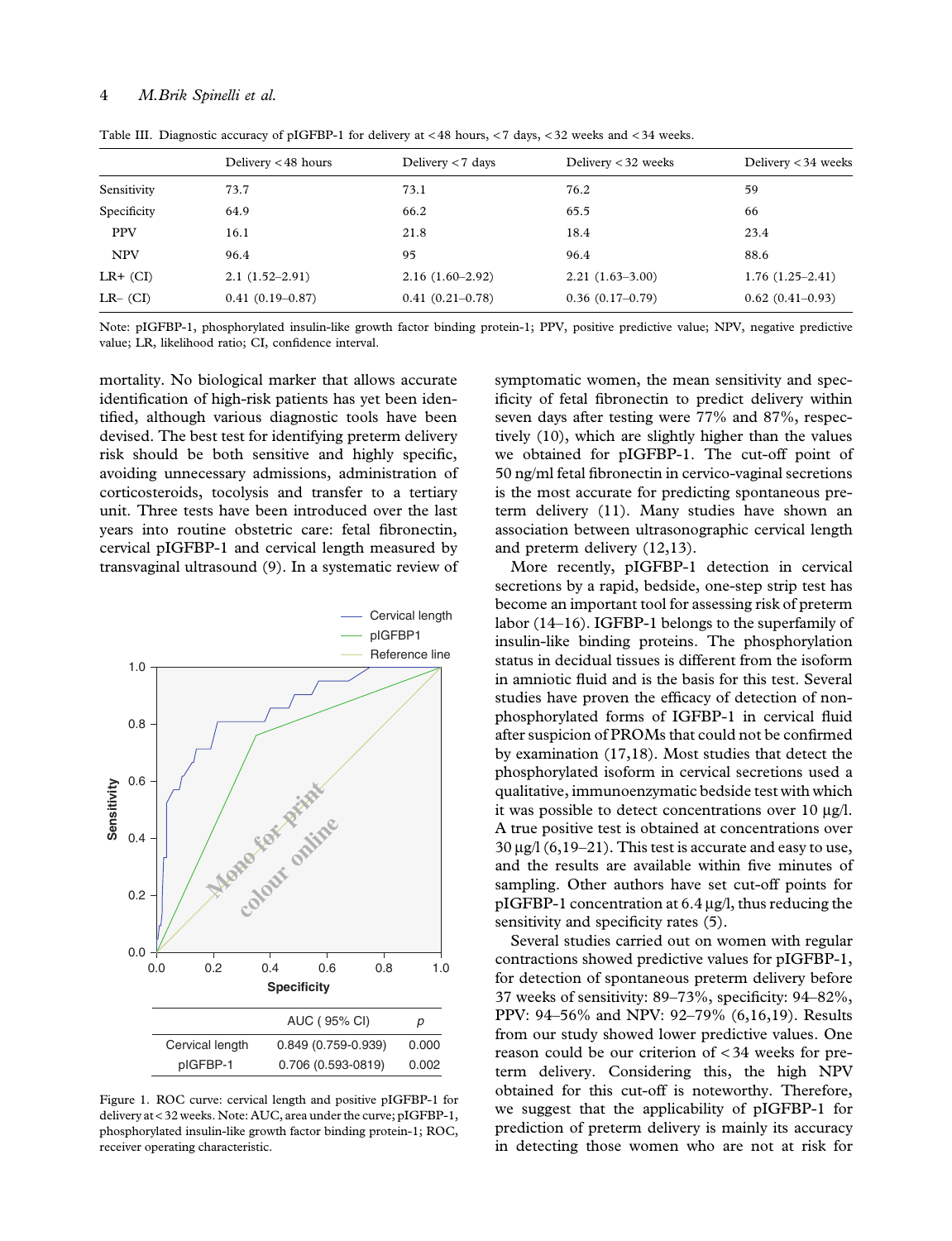Table III. Diagnostic accuracy of pIGFBP-1 for delivery at < 48 hours, < 7 days, < 32 weeks and < 34 weeks.

| | Delivery < 48 hours | Delivery < 7 days | Delivery < 32 weeks | Delivery < 34 weeks |
|---|---|---|---|---|
| Sensitivity | 73.7 | 73.1 | 76.2 | 59 |
| Specificity | 64.9 | 66.2 | 65.5 | 66 |
| PPV | 16.1 | 21.8 | 18.4 | 23.4 |
| NPV | 96.4 | 95 | 96.4 | 88.6 |
| LR+ (CI) | 2.1 (1.52–2.91) | 2.16 (1.60–2.92) | 2.21 (1.63–3.00) | 1.76 (1.25–2.41) |
| LR– (CI) | 0.41 (0.19–0.87) | 0.41 (0.21–0.78) | 0.36 (0.17–0.79) | 0.62 (0.41–0.93) |

Note: pIGFBP-1, phosphorylated insulin-like growth factor binding protein-1; PPV, positive predictive value; NPV, negative predictive value; LR, likelihood ratio; CI, confidence interval.

mortality. No biological marker that allows accurate identification of high-risk patients has yet been identified, although various diagnostic tools have been devised. The best test for identifying preterm delivery risk should be both sensitive and highly specific, avoiding unnecessary admissions, administration of corticosteroids, tocolysis and transfer to a tertiary unit. Three tests have been introduced over the last years into routine obstetric care: fetal fibronectin, cervical pIGFBP-1 and cervical length measured by transvaginal ultrasound (9). In a systematic review of symptomatic women, the mean sensitivity and specificity of fetal fibronectin to predict delivery within seven days after testing were 77% and 87%, respectively (10), which are slightly higher than the values we obtained for pIGFBP-1. The cut-off point of 50 ng/ml fetal fibronectin in cervico-vaginal secretions is the most accurate for predicting spontaneous preterm delivery (11). Many studies have shown an association between ultrasonographic cervical length and preterm delivery (12,13).

| | AUC ( 95% CI) | p |
|---|---|---|
| Cervical length | 0.849 (0.759-0.939) | 0.000 |
| pIGFBP-1 | 0.706 (0.593-0819) | 0.002 |

Figure 1. ROC curve: cervical length and positive pIGFBP-1 for delivery at < 32 weeks. Note: AUC, area under the curve; pIGFBP-1, phosphorylated insulin-like growth factor binding protein-1; ROC, receiver operating characteristic.

More recently, pIGFBP-1 detection in cervical secretions by a rapid, bedside, one-step strip test has become an important tool for assessing risk of preterm labor (14–16). IGFBP-1 belongs to the superfamily of insulin-like binding proteins. The phosphorylation status in decidual tissues is different from the isoform in amniotic fluid and is the basis for this test. Several studies have proven the efficacy of detection of non-phosphorylated forms of IGFBP-1 in cervical fluid after suspicion of PROMs that could not be confirmed by examination (17,18). Most studies that detect the phosphorylated isoform in cervical secretions used a qualitative, immunoenzymatic bedside test with which it was possible to detect concentrations over 10 μg/l. A true positive test is obtained at concentrations over 30 μg/l (6,19–21). This test is accurate and easy to use, and the results are available within five minutes of sampling. Other authors have set cut-off points for pIGFBP-1 concentration at 6.4 μg/l, thus reducing the sensitivity and specificity rates (5).

Several studies carried out on women with regular contractions showed predictive values for pIGFBP-1, for detection of spontaneous preterm delivery before 37 weeks of sensitivity: 89–73%, specificity: 94–82%, PPV: 94–56% and NPV: 92–79% (6,16,19). Results from our study showed lower predictive values. One reason could be our criterion of < 34 weeks for preterm delivery. Considering this, the high NPV obtained for this cut-off is noteworthy. Therefore, we suggest that the applicability of pIGFBP-1 for prediction of preterm delivery is mainly its accuracy in detecting those women who are not at risk for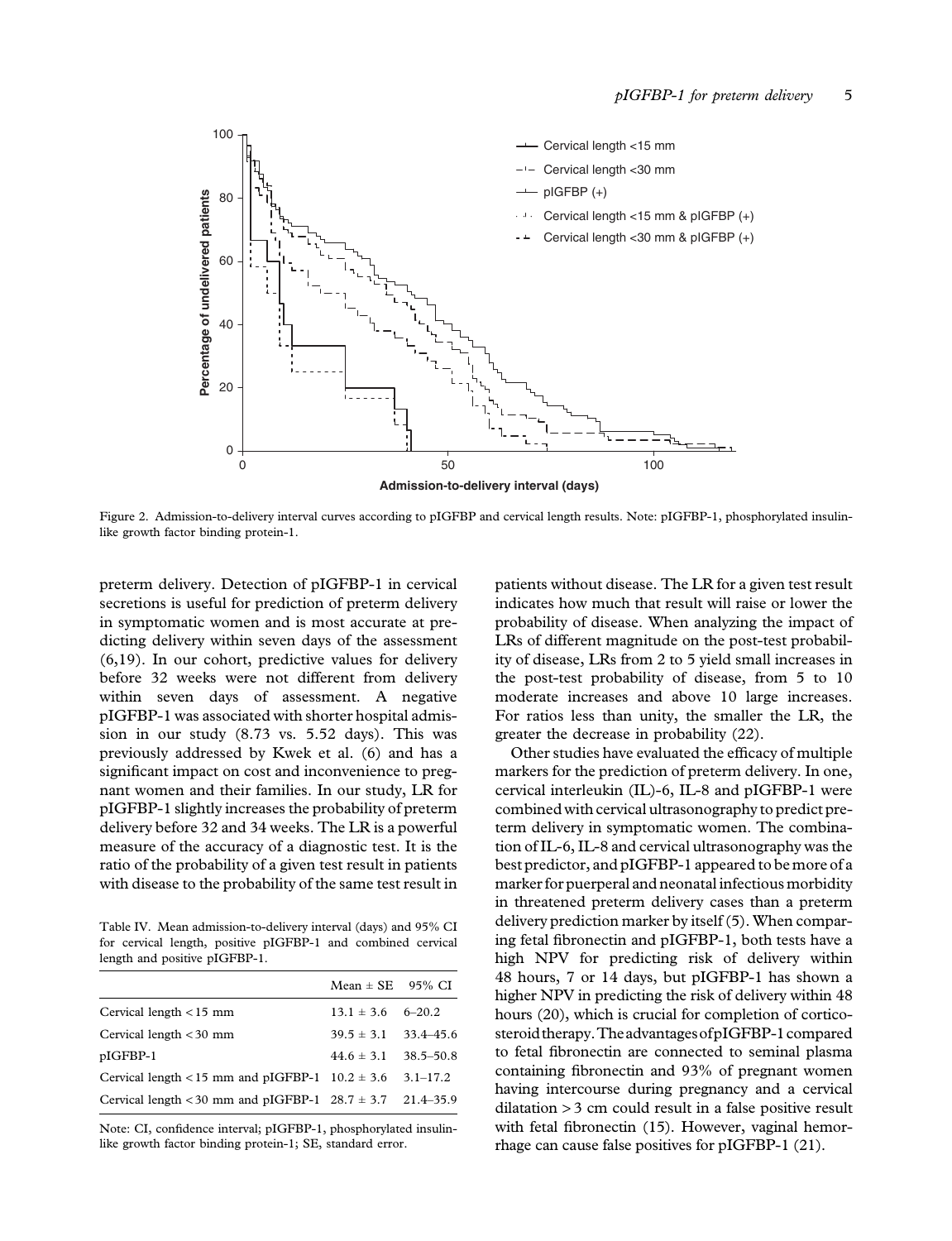Figure 2. Admission-to-delivery interval curves according to pIGFBP and cervical length results. Note: pIGFBP-1, phosphorylated insulin-like growth factor binding protein-1.

preterm delivery. Detection of pIGFBP-1 in cervical secretions is useful for prediction of preterm delivery in symptomatic women and is most accurate at predicting delivery within seven days of the assessment (6,19). In our cohort, predictive values for delivery before 32 weeks were not different from delivery within seven days of assessment. A negative pIGFBP-1 was associated with shorter hospital admission in our study (8.73 vs. 5.52 days). This was previously addressed by Kwek et al. (6) and has a significant impact on cost and inconvenience to pregnant women and their families. In our study, LR for pIGFBP-1 slightly increases the probability of preterm delivery before 32 and 34 weeks. The LR is a powerful measure of the accuracy of a diagnostic test. It is the ratio of the probability of a given test result in patients with disease to the probability of the same test result in patients without disease. The LR for a given test result indicates how much that result will raise or lower the probability of disease. When analyzing the impact of LRs of different magnitude on the post-test probability of disease, LRs from 2 to 5 yield small increases in the post-test probability of disease, from 5 to 10 moderate increases and above 10 large increases. For ratios less than unity, the smaller the LR, the greater the decrease in probability (22).

Table IV. Mean admission-to-delivery interval (days) and 95% CI for cervical length, positive pIGFBP-1 and combined cervical length and positive pIGFBP-1.

| | Mean ± SE | 95% CI |
|---|---|---|
| Cervical length < 15 mm | 13.1 ± 3.6 | 6–20.2 |
| Cervical length < 30 mm | 39.5 ± 3.1 | 33.4–45.6 |
| pIGFBP-1 | 44.6 ± 3.1 | 38.5–50.8 |
| Cervical length < 15 mm and pIGFBP-1 | 10.2 ± 3.6 | 3.1–17.2 |
| Cervical length < 30 mm and pIGFBP-1 | 28.7 ± 3.7 | 21.4–35.9 |

Note: CI, confidence interval; pIGFBP-1, phosphorylated insulin-like growth factor binding protein-1; SE, standard error.

Other studies have evaluated the efficacy of multiple markers for the prediction of preterm delivery. In one, cervical interleukin (IL)-6, IL-8 and pIGFBP-1 were combined with cervical ultrasonography to predict preterm delivery in symptomatic women. The combination of IL-6, IL-8 and cervical ultrasonography was the best predictor, and pIGFBP-1 appeared to be more of a marker for puerperal and neonatal infectious morbidity in threatened preterm delivery cases than a preterm delivery prediction marker by itself (5). When comparing fetal fibronectin and pIGFBP-1, both tests have a high NPV for predicting risk of delivery within 48 hours, 7 or 14 days, but pIGFBP-1 has shown a higher NPV in predicting the risk of delivery within 48 hours (20), which is crucial for completion of corticosteroid therapy. The advantages of pIGFBP-1 compared to fetal fibronectin are connected to seminal plasma containing fibronectin and 93% of pregnant women having intercourse during pregnancy and a cervical dilatation > 3 cm could result in a false positive result with fetal fibronectin (15). However, vaginal hemorrhage can cause false positives for pIGFBP-1 (21).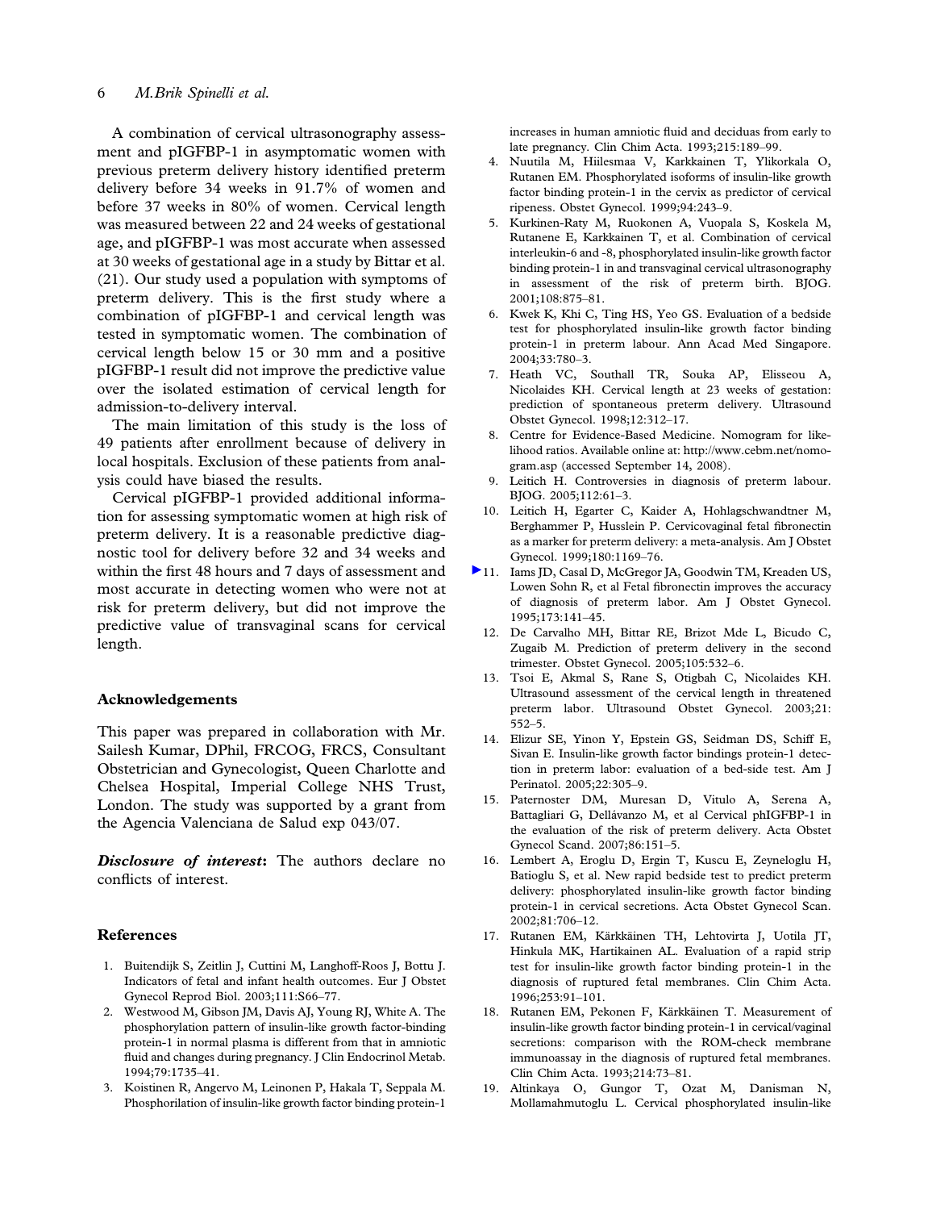A combination of cervical ultrasonography assessment and pIGFBP-1 in asymptomatic women with previous preterm delivery history identified preterm delivery before 34 weeks in 91.7% of women and before 37 weeks in 80% of women. Cervical length was measured between 22 and 24 weeks of gestational age, and pIGFBP-1 was most accurate when assessed at 30 weeks of gestational age in a study by Bittar et al. (21). Our study used a population with symptoms of preterm delivery. This is the first study where a combination of pIGFBP-1 and cervical length was tested in symptomatic women. The combination of cervical length below 15 or 30 mm and a positive pIGFBP-1 result did not improve the predictive value over the isolated estimation of cervical length for admission-to-delivery interval.

The main limitation of this study is the loss of 49 patients after enrollment because of delivery in local hospitals. Exclusion of these patients from analysis could have biased the results.

Cervical pIGFBP-1 provided additional information for assessing symptomatic women at high risk of preterm delivery. It is a reasonable predictive diagnostic tool for delivery before 32 and 34 weeks and within the first 48 hours and 7 days of assessment and most accurate in detecting women who were not at risk for preterm delivery, but did not improve the predictive value of transvaginal scans for cervical length.

## Acknowledgements

This paper was prepared in collaboration with Mr. Sailesh Kumar, DPhil, FRCOG, FRCS, Consultant Obstetrician and Gynecologist, Queen Charlotte and Chelsea Hospital, Imperial College NHS Trust, London. The study was supported by a grant from the Agencia Valenciana de Salud exp 043/07.

***Disclosure of interest*:** The authors declare no conflicts of interest.

## References

1. Buitendijk S, Zeitlin J, Cuttini M, Langhoff-Roos J, Bottu J. Indicators of fetal and infant health outcomes. Eur J Obstet Gynecol Reprod Biol. 2003;111:S66–77.
2. Westwood M, Gibson JM, Davis AJ, Young RJ, White A. The phosphorylation pattern of insulin-like growth factor-binding protein-1 in normal plasma is different from that in amniotic fluid and changes during pregnancy. J Clin Endocrinol Metab. 1994;79:1735–41.
3. Koistinen R, Angervo M, Leinonen P, Hakala T, Seppala M. Phosphorilation of insulin-like growth factor binding protein-1 increases in human amniotic fluid and deciduas from early to late pregnancy. Clin Chim Acta. 1993;215:189–99.
4. Nuutila M, Hiilesmaa V, Karkkainen T, Ylikorkala O, Rutanen EM. Phosphorylated isoforms of insulin-like growth factor binding protein-1 in the cervix as predictor of cervical ripeness. Obstet Gynecol. 1999;94:243–9.
5. Kurkinen-Raty M, Ruokonen A, Vuopala S, Koskela M, Rutanene E, Karkkainen T, et al. Combination of cervical interleukin-6 and -8, phosphorylated insulin-like growth factor binding protein-1 in and transvaginal cervical ultrasonography in assessment of the risk of preterm birth. BJOG. 2001;108:875–81.
6. Kwek K, Khi C, Ting HS, Yeo GS. Evaluation of a bedside test for phosphorylated insulin-like growth factor binding protein-1 in preterm labour. Ann Acad Med Singapore. 2004;33:780–3.
7. Heath VC, Southall TR, Souka AP, Elisseou A, Nicolaides KH. Cervical length at 23 weeks of gestation: prediction of spontaneous preterm delivery. Ultrasound Obstet Gynecol. 1998;12:312–17.
8. Centre for Evidence-Based Medicine. Nomogram for likelihood ratios. Available online at: http://www.cebm.net/nomogram.asp (accessed September 14, 2008).
9. Leitich H. Controversies in diagnosis of preterm labour. BJOG. 2005;112:61–3.
10. Leitich H, Egarter C, Kaider A, Hohlagschwandtner M, Berghammer P, Husslein P. Cervicovaginal fetal fibronectin as a marker for preterm delivery: a meta-analysis. Am J Obstet Gynecol. 1999;180:1169–76.
11. Iams JD, Casal D, McGregor JA, Goodwin TM, Kreaden US, Lowen Sohn R, et al Fetal fibronectin improves the accuracy of diagnosis of preterm labor. Am J Obstet Gynecol. 1995;173:141–45.
12. De Carvalho MH, Bittar RE, Brizot Mde L, Bicudo C, Zugaib M. Prediction of preterm delivery in the second trimester. Obstet Gynecol. 2005;105:532–6.
13. Tsoi E, Akmal S, Rane S, Otigbah C, Nicolaides KH. Ultrasound assessment of the cervical length in threatened preterm labor. Ultrasound Obstet Gynecol. 2003;21: 552–5.
14. Elizur SE, Yinon Y, Epstein GS, Seidman DS, Schiff E, Sivan E. Insulin-like growth factor bindings protein-1 detection in preterm labor: evaluation of a bed-side test. Am J Perinatol. 2005;22:305–9.
15. Paternoster DM, Muresan D, Vitulo A, Serena A, Battagliari G, Dellávanzo M, et al Cervical phIGFBP-1 in the evaluation of the risk of preterm delivery. Acta Obstet Gynecol Scand. 2007;86:151–5.
16. Lembert A, Eroglu D, Ergin T, Kuscu E, Zeyneloglu H, Batioglu S, et al. New rapid bedside test to predict preterm delivery: phosphorylated insulin-like growth factor binding protein-1 in cervical secretions. Acta Obstet Gynecol Scan. 2002;81:706–12.
17. Rutanen EM, Kärkkäinen TH, Lehtovirta J, Uotila JT, Hinkula MK, Hartikainen AL. Evaluation of a rapid strip test for insulin-like growth factor binding protein-1 in the diagnosis of ruptured fetal membranes. Clin Chim Acta. 1996;253:91–101.
18. Rutanen EM, Pekonen F, Kärkkäinen T. Measurement of insulin-like growth factor binding protein-1 in cervical/vaginal secretions: comparison with the ROM-check membrane immunoassay in the diagnosis of ruptured fetal membranes. Clin Chim Acta. 1993;214:73–81.
19. Altinkaya O, Gungor T, Ozat M, Danisman N, Mollamahmutoglu L. Cervical phosphorylated insulin-like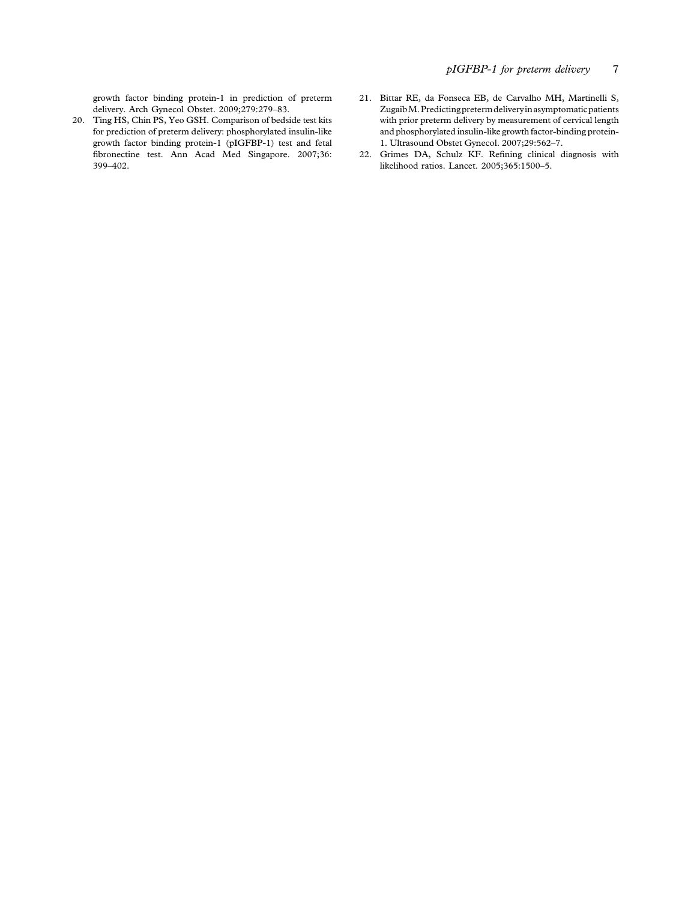growth factor binding protein-1 in prediction of preterm delivery. Arch Gynecol Obstet. 2009;279:279–83.

20. Ting HS, Chin PS, Yeo GSH. Comparison of bedside test kits for prediction of preterm delivery: phosphorylated insulin-like growth factor binding protein-1 (pIGFBP-1) test and fetal fibronectine test. Ann Acad Med Singapore. 2007;36: 399–402.
21. Bittar RE, da Fonseca EB, de Carvalho MH, Martinelli S, Zugaib M. Predicting preterm delivery in asymptomatic patients with prior preterm delivery by measurement of cervical length and phosphorylated insulin-like growth factor-binding protein-1. Ultrasound Obstet Gynecol. 2007;29:562–7.
22. Grimes DA, Schulz KF. Refining clinical diagnosis with likelihood ratios. Lancet. 2005;365:1500–5.